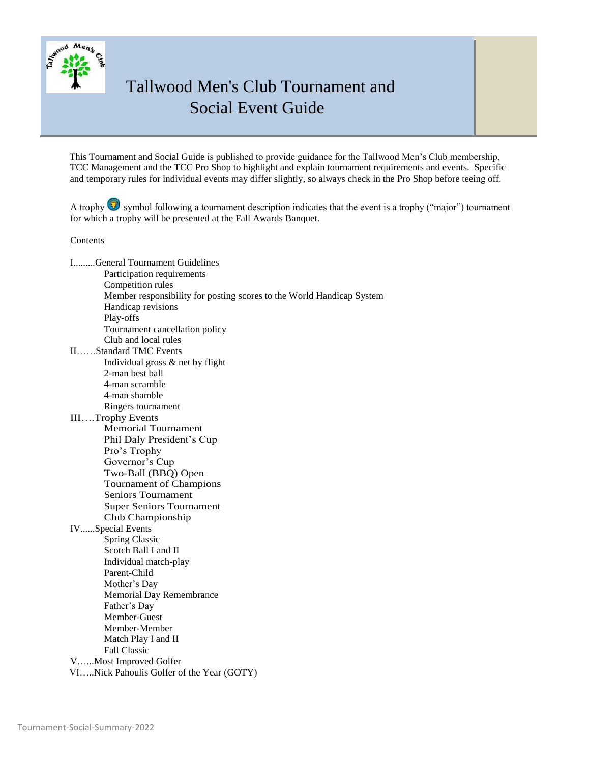# Tallwood Men's Club Tournament and Social Event Guide

This Tournament and Social Guide is published to provide guidance for the Tallwood Men's Club membership, TCC Management and the TCC Pro Shop to highlight and explain tournament requirements and events. Specific and temporary rules for individual events may differ slightly, so always check in the Pro Shop before teeing off.

A trophy symbol following a tournament description indicates that the event is a trophy ("major") tournament for which a trophy will be presented at the Fall Awards Banquet.

Contents

I.........General Tournament Guidelines
- Participation requirements
- Competition rules
- Member responsibility for posting scores to the World Handicap System
- Handicap revisions
- Play-offs
- Tournament cancellation policy
- Club and local rules

II……Standard TMC Events
- Individual gross & net by flight
- 2-man best ball
- 4-man scramble
- 4-man shamble
- Ringers tournament

III….Trophy Events
- Memorial Tournament
- Phil Daly President's Cup
- Pro's Trophy
- Governor's Cup
- Two-Ball (BBQ) Open
- Tournament of Champions
- Seniors Tournament
- Super Seniors Tournament
- Club Championship

IV......Special Events
- Spring Classic
- Scotch Ball I and II
- Individual match-play
- Parent-Child
- Mother's Day
- Memorial Day Remembrance
- Father's Day
- Member-Guest
- Member-Member
- Match Play I and II
- Fall Classic

V…...Most Improved Golfer

VI…..Nick Pahoulis Golfer of the Year (GOTY)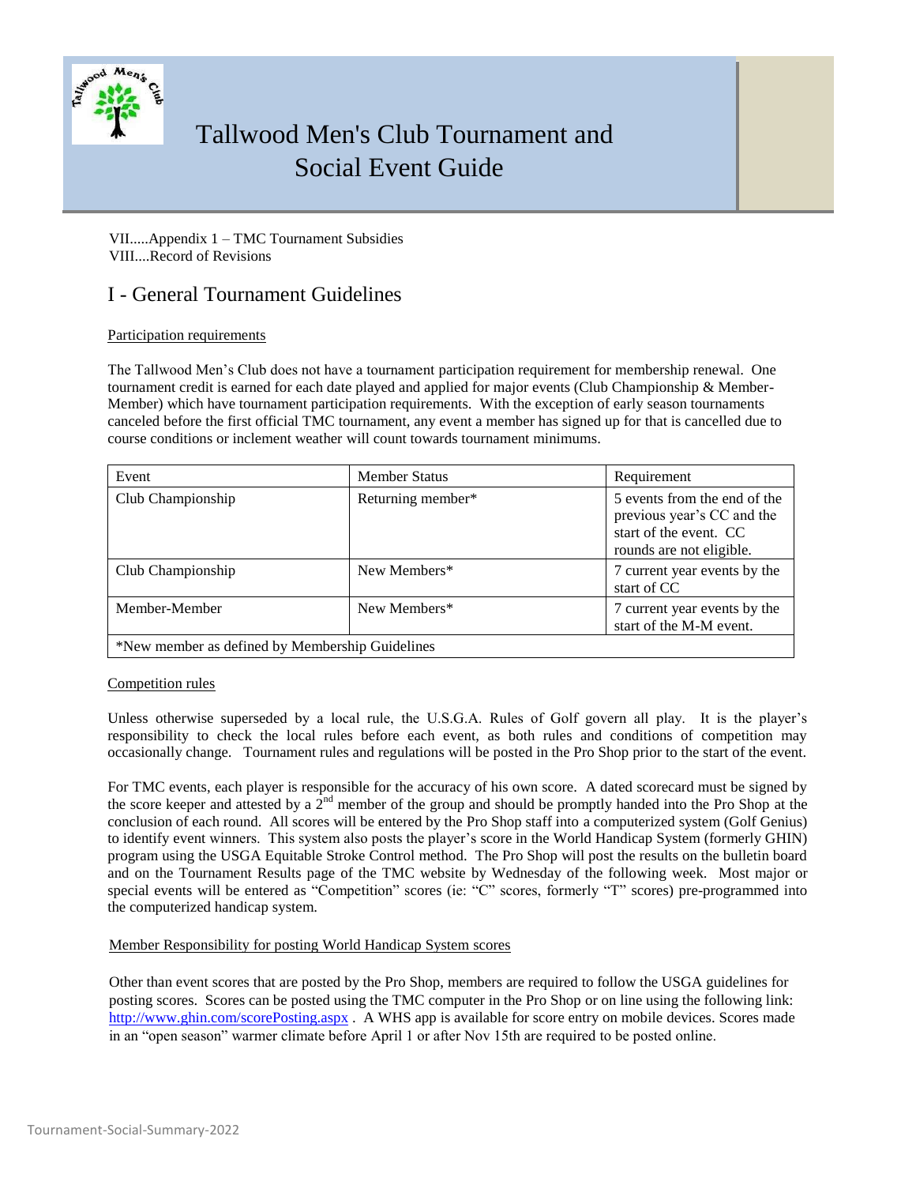VII.....Appendix 1 – TMC Tournament Subsidies
VIII....Record of Revisions

# I - General Tournament Guidelines

## Participation requirements

The Tallwood Men's Club does not have a tournament participation requirement for membership renewal. One tournament credit is earned for each date played and applied for major events (Club Championship & Member-Member) which have tournament participation requirements. With the exception of early season tournaments canceled before the first official TMC tournament, any event a member has signed up for that is cancelled due to course conditions or inclement weather will count towards tournament minimums.

| Event | Member Status | Requirement |
|---|---|---|
| Club Championship | Returning member* | 5 events from the end of the previous year's CC and the start of the event. CC rounds are not eligible. |
| Club Championship | New Members* | 7 current year events by the start of CC |
| Member-Member | New Members* | 7 current year events by the start of the M-M event. |
| *New member as defined by Membership Guidelines | | |

## Competition rules

Unless otherwise superseded by a local rule, the U.S.G.A. Rules of Golf govern all play. It is the player's responsibility to check the local rules before each event, as both rules and conditions of competition may occasionally change. Tournament rules and regulations will be posted in the Pro Shop prior to the start of the event.

For TMC events, each player is responsible for the accuracy of his own score. A dated scorecard must be signed by the score keeper and attested by a 2nd member of the group and should be promptly handed into the Pro Shop at the conclusion of each round. All scores will be entered by the Pro Shop staff into a computerized system (Golf Genius) to identify event winners. This system also posts the player's score in the World Handicap System (formerly GHIN) program using the USGA Equitable Stroke Control method. The Pro Shop will post the results on the bulletin board and on the Tournament Results page of the TMC website by Wednesday of the following week. Most major or special events will be entered as "Competition" scores (ie: "C" scores, formerly "T" scores) pre-programmed into the computerized handicap system.

## Member Responsibility for posting World Handicap System scores

Other than event scores that are posted by the Pro Shop, members are required to follow the USGA guidelines for posting scores. Scores can be posted using the TMC computer in the Pro Shop or on line using the following link: http://www.ghin.com/scorePosting.aspx . A WHS app is available for score entry on mobile devices. Scores made in an "open season" warmer climate before April 1 or after Nov 15th are required to be posted online.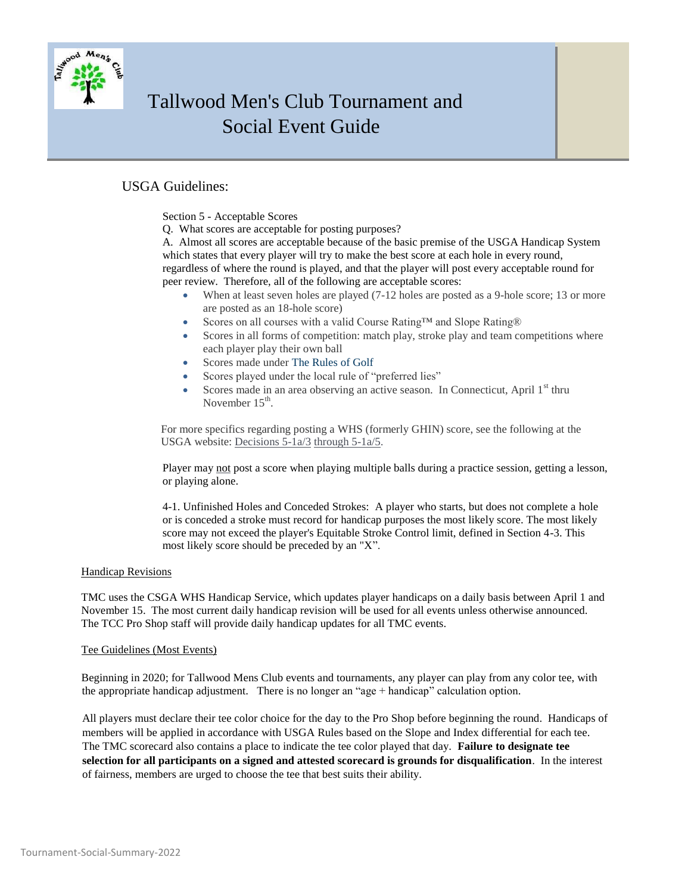# Tallwood Men's Club Tournament and Social Event Guide

## USGA Guidelines:

Section 5 - Acceptable Scores

Q. What scores are acceptable for posting purposes?

A. Almost all scores are acceptable because of the basic premise of the USGA Handicap System which states that every player will try to make the best score at each hole in every round, regardless of where the round is played, and that the player will post every acceptable round for peer review. Therefore, all of the following are acceptable scores:

- When at least seven holes are played (7-12 holes are posted as a 9-hole score; 13 or more are posted as an 18-hole score)
- Scores on all courses with a valid Course Rating™ and Slope Rating®
- Scores in all forms of competition: match play, stroke play and team competitions where each player play their own ball
- Scores made under The Rules of Golf
- Scores played under the local rule of "preferred lies"
- Scores made in an area observing an active season. In Connecticut, April 1st thru November 15th.

For more specifics regarding posting a WHS (formerly GHIN) score, see the following at the USGA website: Decisions 5-1a/3 through 5-1a/5.

Player may not post a score when playing multiple balls during a practice session, getting a lesson, or playing alone.

4-1. Unfinished Holes and Conceded Strokes: A player who starts, but does not complete a hole or is conceded a stroke must record for handicap purposes the most likely score. The most likely score may not exceed the player's Equitable Stroke Control limit, defined in Section 4-3. This most likely score should be preceded by an "X".

### Handicap Revisions

TMC uses the CSGA WHS Handicap Service, which updates player handicaps on a daily basis between April 1 and November 15. The most current daily handicap revision will be used for all events unless otherwise announced. The TCC Pro Shop staff will provide daily handicap updates for all TMC events.

### Tee Guidelines (Most Events)

Beginning in 2020; for Tallwood Mens Club events and tournaments, any player can play from any color tee, with the appropriate handicap adjustment. There is no longer an "age + handicap" calculation option.

All players must declare their tee color choice for the day to the Pro Shop before beginning the round. Handicaps of members will be applied in accordance with USGA Rules based on the Slope and Index differential for each tee. The TMC scorecard also contains a place to indicate the tee color played that day. **Failure to designate tee selection for all participants on a signed and attested scorecard is grounds for disqualification**. In the interest of fairness, members are urged to choose the tee that best suits their ability.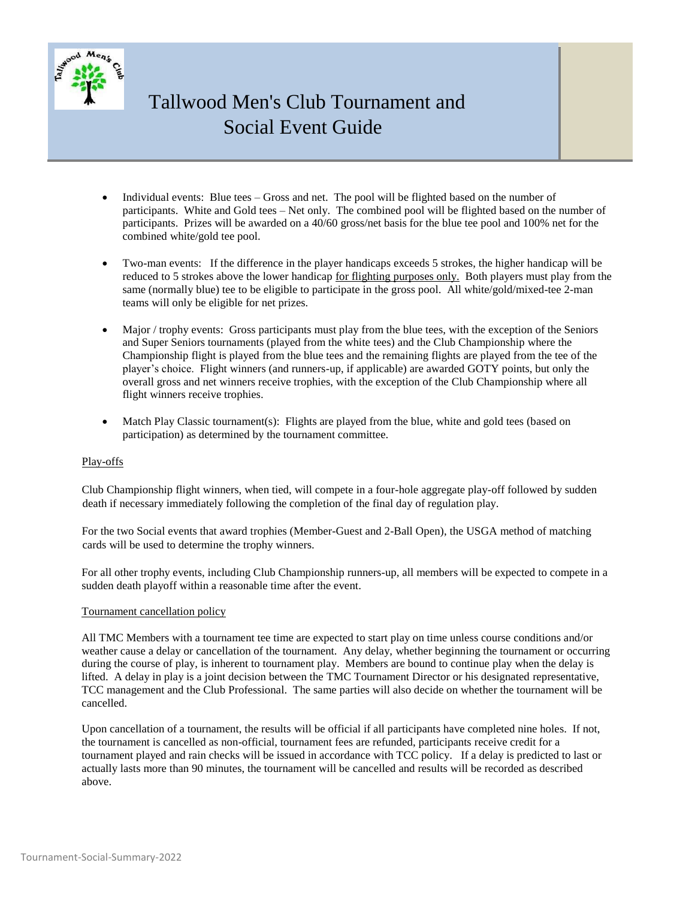# Tallwood Men's Club Tournament and Social Event Guide

- Individual events: Blue tees – Gross and net. The pool will be flighted based on the number of participants. White and Gold tees – Net only. The combined pool will be flighted based on the number of participants. Prizes will be awarded on a 40/60 gross/net basis for the blue tee pool and 100% net for the combined white/gold tee pool.

- Two-man events: If the difference in the player handicaps exceeds 5 strokes, the higher handicap will be reduced to 5 strokes above the lower handicap <u>for flighting purposes only.</u> Both players must play from the same (normally blue) tee to be eligible to participate in the gross pool. All white/gold/mixed-tee 2-man teams will only be eligible for net prizes.

- Major / trophy events: Gross participants must play from the blue tees, with the exception of the Seniors and Super Seniors tournaments (played from the white tees) and the Club Championship where the Championship flight is played from the blue tees and the remaining flights are played from the tee of the player's choice. Flight winners (and runners-up, if applicable) are awarded GOTY points, but only the overall gross and net winners receive trophies, with the exception of the Club Championship where all flight winners receive trophies.

- Match Play Classic tournament(s): Flights are played from the blue, white and gold tees (based on participation) as determined by the tournament committee.

<u>Play-offs</u>

Club Championship flight winners, when tied, will compete in a four-hole aggregate play-off followed by sudden death if necessary immediately following the completion of the final day of regulation play.

For the two Social events that award trophies (Member-Guest and 2-Ball Open), the USGA method of matching cards will be used to determine the trophy winners.

For all other trophy events, including Club Championship runners-up, all members will be expected to compete in a sudden death playoff within a reasonable time after the event.

<u>Tournament cancellation policy</u>

All TMC Members with a tournament tee time are expected to start play on time unless course conditions and/or weather cause a delay or cancellation of the tournament. Any delay, whether beginning the tournament or occurring during the course of play, is inherent to tournament play. Members are bound to continue play when the delay is lifted. A delay in play is a joint decision between the TMC Tournament Director or his designated representative, TCC management and the Club Professional. The same parties will also decide on whether the tournament will be cancelled.

Upon cancellation of a tournament, the results will be official if all participants have completed nine holes. If not, the tournament is cancelled as non-official, tournament fees are refunded, participants receive credit for a tournament played and rain checks will be issued in accordance with TCC policy. If a delay is predicted to last or actually lasts more than 90 minutes, the tournament will be cancelled and results will be recorded as described above.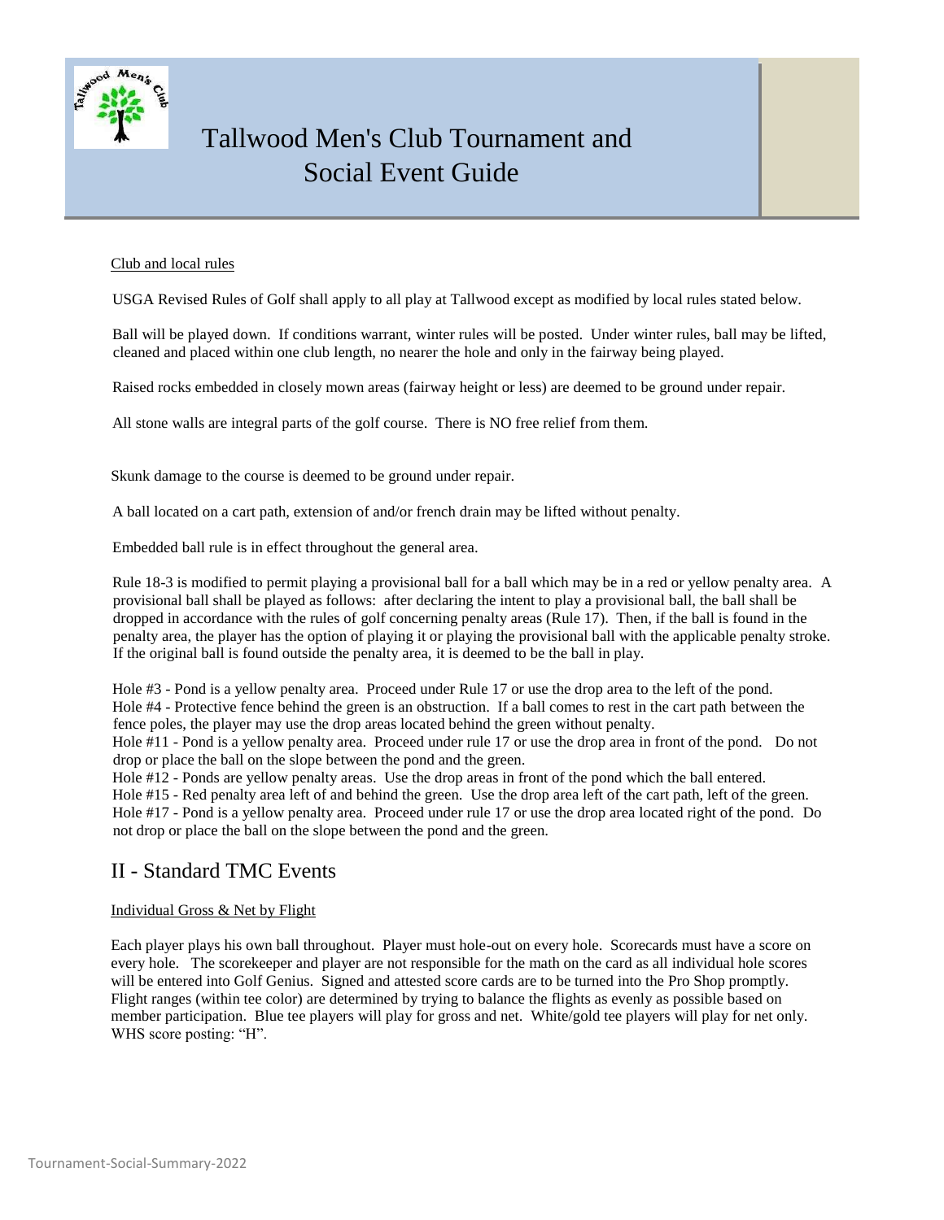# Tallwood Men's Club Tournament and Social Event Guide

Club and local rules

USGA Revised Rules of Golf shall apply to all play at Tallwood except as modified by local rules stated below.

Ball will be played down. If conditions warrant, winter rules will be posted. Under winter rules, ball may be lifted, cleaned and placed within one club length, no nearer the hole and only in the fairway being played.

Raised rocks embedded in closely mown areas (fairway height or less) are deemed to be ground under repair.

All stone walls are integral parts of the golf course. There is NO free relief from them.

Skunk damage to the course is deemed to be ground under repair.

A ball located on a cart path, extension of and/or french drain may be lifted without penalty.

Embedded ball rule is in effect throughout the general area.

Rule 18-3 is modified to permit playing a provisional ball for a ball which may be in a red or yellow penalty area. A provisional ball shall be played as follows: after declaring the intent to play a provisional ball, the ball shall be dropped in accordance with the rules of golf concerning penalty areas (Rule 17). Then, if the ball is found in the penalty area, the player has the option of playing it or playing the provisional ball with the applicable penalty stroke. If the original ball is found outside the penalty area, it is deemed to be the ball in play.

Hole #3 - Pond is a yellow penalty area. Proceed under Rule 17 or use the drop area to the left of the pond.
Hole #4 - Protective fence behind the green is an obstruction. If a ball comes to rest in the cart path between the fence poles, the player may use the drop areas located behind the green without penalty.
Hole #11 - Pond is a yellow penalty area. Proceed under rule 17 or use the drop area in front of the pond. Do not drop or place the ball on the slope between the pond and the green.
Hole #12 - Ponds are yellow penalty areas. Use the drop areas in front of the pond which the ball entered.
Hole #15 - Red penalty area left of and behind the green. Use the drop area left of the cart path, left of the green.
Hole #17 - Pond is a yellow penalty area. Proceed under rule 17 or use the drop area located right of the pond. Do not drop or place the ball on the slope between the pond and the green.

## II - Standard TMC Events

Individual Gross & Net by Flight

Each player plays his own ball throughout. Player must hole-out on every hole. Scorecards must have a score on every hole. The scorekeeper and player are not responsible for the math on the card as all individual hole scores will be entered into Golf Genius. Signed and attested score cards are to be turned into the Pro Shop promptly. Flight ranges (within tee color) are determined by trying to balance the flights as evenly as possible based on member participation. Blue tee players will play for gross and net. White/gold tee players will play for net only. WHS score posting: "H".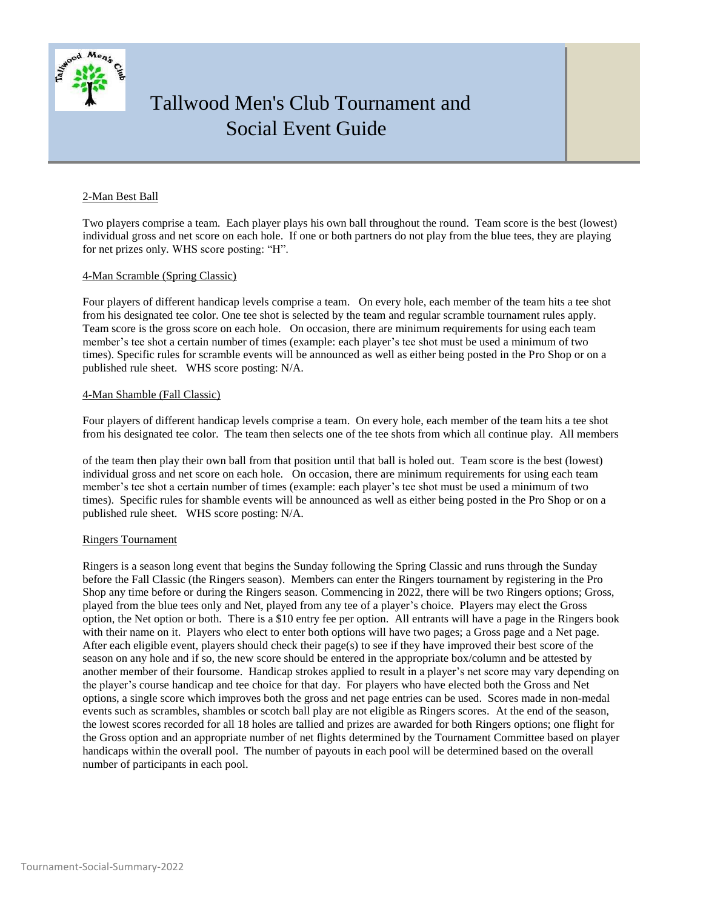# Tallwood Men's Club Tournament and Social Event Guide

## 2-Man Best Ball

Two players comprise a team. Each player plays his own ball throughout the round. Team score is the best (lowest) individual gross and net score on each hole. If one or both partners do not play from the blue tees, they are playing for net prizes only. WHS score posting: "H".

## 4-Man Scramble (Spring Classic)

Four players of different handicap levels comprise a team. On every hole, each member of the team hits a tee shot from his designated tee color. One tee shot is selected by the team and regular scramble tournament rules apply. Team score is the gross score on each hole. On occasion, there are minimum requirements for using each team member's tee shot a certain number of times (example: each player's tee shot must be used a minimum of two times). Specific rules for scramble events will be announced as well as either being posted in the Pro Shop or on a published rule sheet. WHS score posting: N/A.

## 4-Man Shamble (Fall Classic)

Four players of different handicap levels comprise a team. On every hole, each member of the team hits a tee shot from his designated tee color. The team then selects one of the tee shots from which all continue play. All members of the team then play their own ball from that position until that ball is holed out. Team score is the best (lowest) individual gross and net score on each hole. On occasion, there are minimum requirements for using each team member's tee shot a certain number of times (example: each player's tee shot must be used a minimum of two times). Specific rules for shamble events will be announced as well as either being posted in the Pro Shop or on a published rule sheet. WHS score posting: N/A.

## Ringers Tournament

Ringers is a season long event that begins the Sunday following the Spring Classic and runs through the Sunday before the Fall Classic (the Ringers season). Members can enter the Ringers tournament by registering in the Pro Shop any time before or during the Ringers season. Commencing in 2022, there will be two Ringers options; Gross, played from the blue tees only and Net, played from any tee of a player's choice. Players may elect the Gross option, the Net option or both. There is a $10 entry fee per option. All entrants will have a page in the Ringers book with their name on it. Players who elect to enter both options will have two pages; a Gross page and a Net page. After each eligible event, players should check their page(s) to see if they have improved their best score of the season on any hole and if so, the new score should be entered in the appropriate box/column and be attested by another member of their foursome. Handicap strokes applied to result in a player's net score may vary depending on the player's course handicap and tee choice for that day. For players who have elected both the Gross and Net options, a single score which improves both the gross and net page entries can be used. Scores made in non-medal events such as scrambles, shambles or scotch ball play are not eligible as Ringers scores. At the end of the season, the lowest scores recorded for all 18 holes are tallied and prizes are awarded for both Ringers options; one flight for the Gross option and an appropriate number of net flights determined by the Tournament Committee based on player handicaps within the overall pool. The number of payouts in each pool will be determined based on the overall number of participants in each pool.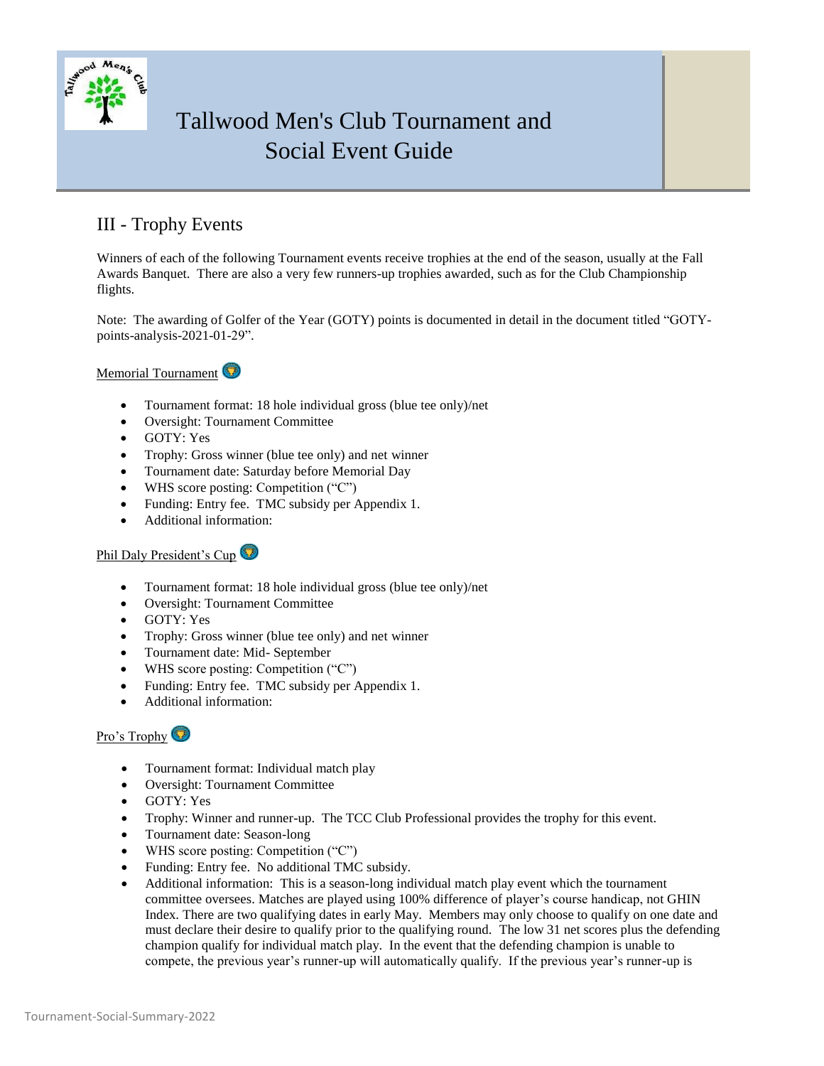# III - Trophy Events

Winners of each of the following Tournament events receive trophies at the end of the season, usually at the Fall Awards Banquet. There are also a very few runners-up trophies awarded, such as for the Club Championship flights.

Note: The awarding of Golfer of the Year (GOTY) points is documented in detail in the document titled "GOTY-points-analysis-2021-01-29".

## Memorial Tournament

- Tournament format: 18 hole individual gross (blue tee only)/net
- Oversight: Tournament Committee
- GOTY: Yes
- Trophy: Gross winner (blue tee only) and net winner
- Tournament date: Saturday before Memorial Day
- WHS score posting: Competition ("C")
- Funding: Entry fee. TMC subsidy per Appendix 1.
- Additional information:

## Phil Daly President's Cup

- Tournament format: 18 hole individual gross (blue tee only)/net
- Oversight: Tournament Committee
- GOTY: Yes
- Trophy: Gross winner (blue tee only) and net winner
- Tournament date: Mid- September
- WHS score posting: Competition ("C")
- Funding: Entry fee. TMC subsidy per Appendix 1.
- Additional information:

## Pro's Trophy

- Tournament format: Individual match play
- Oversight: Tournament Committee
- GOTY: Yes
- Trophy: Winner and runner-up. The TCC Club Professional provides the trophy for this event.
- Tournament date: Season-long
- WHS score posting: Competition ("C")
- Funding: Entry fee. No additional TMC subsidy.
- Additional information: This is a season-long individual match play event which the tournament committee oversees. Matches are played using 100% difference of player's course handicap, not GHIN Index. There are two qualifying dates in early May. Members may only choose to qualify on one date and must declare their desire to qualify prior to the qualifying round. The low 31 net scores plus the defending champion qualify for individual match play. In the event that the defending champion is unable to compete, the previous year's runner-up will automatically qualify. If the previous year's runner-up is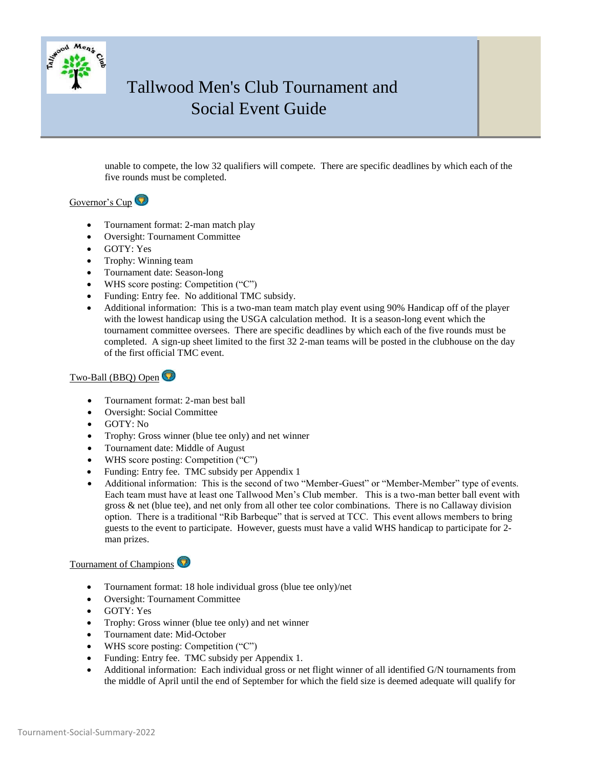unable to compete, the low 32 qualifiers will compete. There are specific deadlines by which each of the five rounds must be completed.

Governor's Cup

- Tournament format: 2-man match play
- Oversight: Tournament Committee
- GOTY: Yes
- Trophy: Winning team
- Tournament date: Season-long
- WHS score posting: Competition ("C")
- Funding: Entry fee. No additional TMC subsidy.
- Additional information: This is a two-man team match play event using 90% Handicap off of the player with the lowest handicap using the USGA calculation method. It is a season-long event which the tournament committee oversees. There are specific deadlines by which each of the five rounds must be completed. A sign-up sheet limited to the first 32 2-man teams will be posted in the clubhouse on the day of the first official TMC event.

Two-Ball (BBQ) Open

- Tournament format: 2-man best ball
- Oversight: Social Committee
- GOTY: No
- Trophy: Gross winner (blue tee only) and net winner
- Tournament date: Middle of August
- WHS score posting: Competition ("C")
- Funding: Entry fee. TMC subsidy per Appendix 1
- Additional information: This is the second of two "Member-Guest" or "Member-Member" type of events. Each team must have at least one Tallwood Men's Club member. This is a two-man better ball event with gross & net (blue tee), and net only from all other tee color combinations. There is no Callaway division option. There is a traditional "Rib Barbeque" that is served at TCC. This event allows members to bring guests to the event to participate. However, guests must have a valid WHS handicap to participate for 2-man prizes.

Tournament of Champions

- Tournament format: 18 hole individual gross (blue tee only)/net
- Oversight: Tournament Committee
- GOTY: Yes
- Trophy: Gross winner (blue tee only) and net winner
- Tournament date: Mid-October
- WHS score posting: Competition ("C")
- Funding: Entry fee. TMC subsidy per Appendix 1.
- Additional information: Each individual gross or net flight winner of all identified G/N tournaments from the middle of April until the end of September for which the field size is deemed adequate will qualify for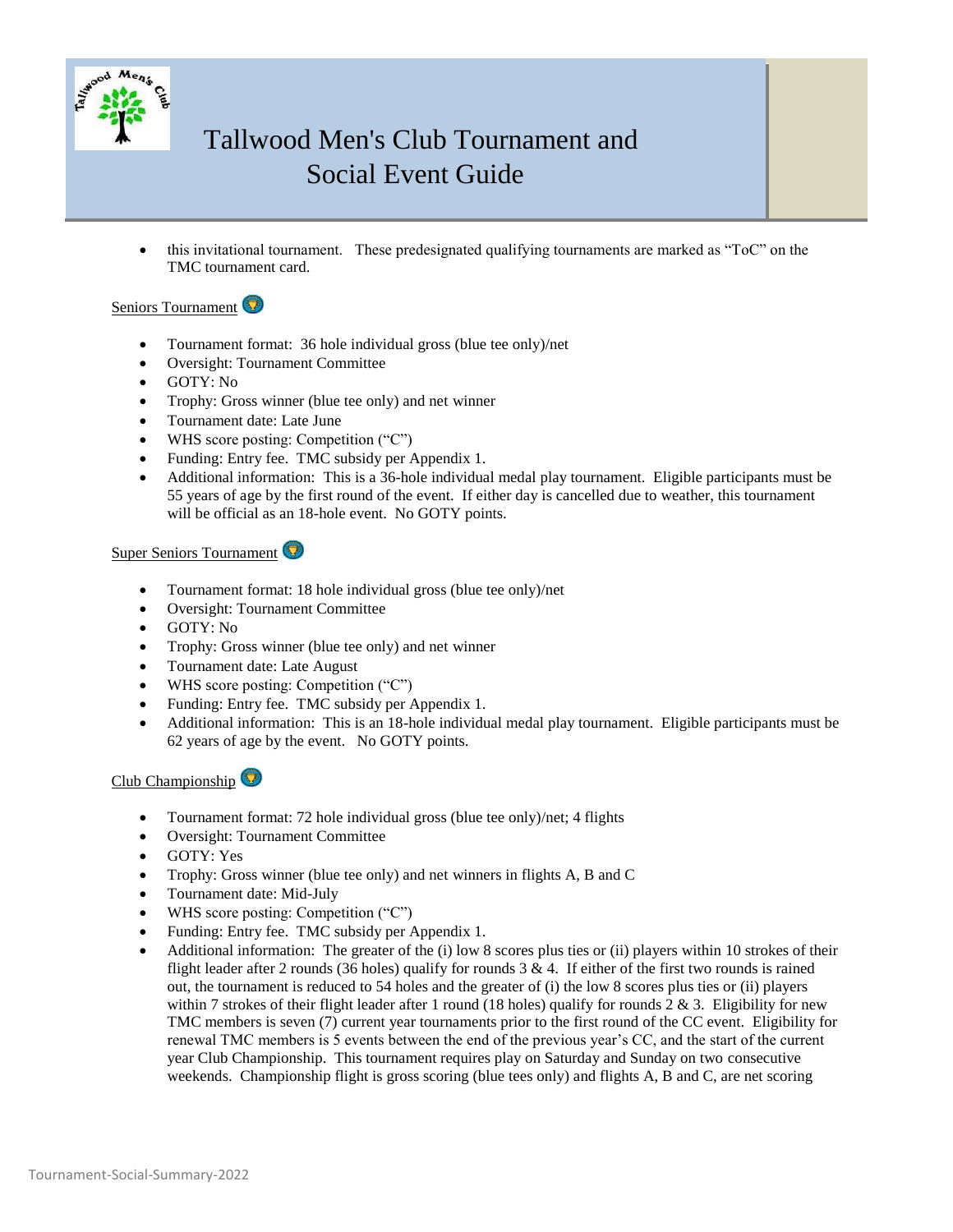- this invitational tournament.   These predesignated qualifying tournaments are marked as "ToC" on the TMC tournament card.

Seniors Tournament

- Tournament format:  36 hole individual gross (blue tee only)/net
- Oversight: Tournament Committee
- GOTY: No
- Trophy: Gross winner (blue tee only) and net winner
- Tournament date: Late June
- WHS score posting: Competition ("C")
- Funding: Entry fee.  TMC subsidy per Appendix 1.
- Additional information:  This is a 36-hole individual medal play tournament.  Eligible participants must be 55 years of age by the first round of the event.  If either day is cancelled due to weather, this tournament will be official as an 18-hole event.  No GOTY points.

Super Seniors Tournament

- Tournament format: 18 hole individual gross (blue tee only)/net
- Oversight: Tournament Committee
- GOTY: No
- Trophy: Gross winner (blue tee only) and net winner
- Tournament date: Late August
- WHS score posting: Competition ("C")
- Funding: Entry fee.  TMC subsidy per Appendix 1.
- Additional information:  This is an 18-hole individual medal play tournament.  Eligible participants must be 62 years of age by the event.   No GOTY points.

Club Championship

- Tournament format: 72 hole individual gross (blue tee only)/net; 4 flights
- Oversight: Tournament Committee
- GOTY: Yes
- Trophy: Gross winner (blue tee only) and net winners in flights A, B and C
- Tournament date: Mid-July
- WHS score posting: Competition ("C")
- Funding: Entry fee.  TMC subsidy per Appendix 1.
- Additional information:  The greater of the (i) low 8 scores plus ties or (ii) players within 10 strokes of their flight leader after 2 rounds (36 holes) qualify for rounds 3 & 4.  If either of the first two rounds is rained out, the tournament is reduced to 54 holes and the greater of (i) the low 8 scores plus ties or (ii) players within 7 strokes of their flight leader after 1 round (18 holes) qualify for rounds 2 & 3.  Eligibility for new TMC members is seven (7) current year tournaments prior to the first round of the CC event.  Eligibility for renewal TMC members is 5 events between the end of the previous year's CC, and the start of the current year Club Championship.  This tournament requires play on Saturday and Sunday on two consecutive weekends.  Championship flight is gross scoring (blue tees only) and flights A, B and C, are net scoring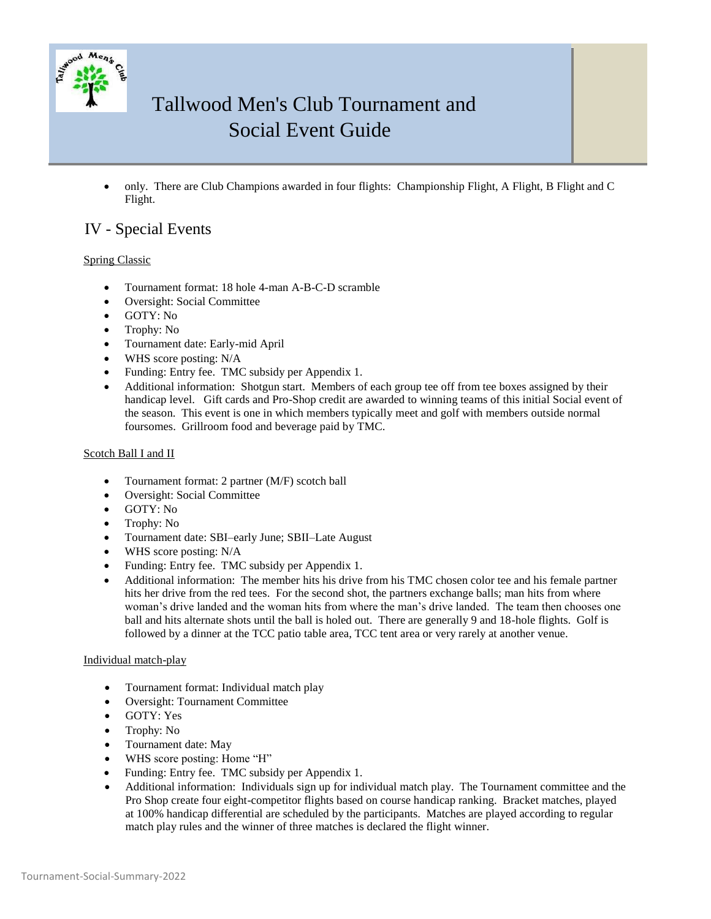- only. There are Club Champions awarded in four flights: Championship Flight, A Flight, B Flight and C Flight.

## IV - Special Events

Spring Classic

- Tournament format: 18 hole 4-man A-B-C-D scramble
- Oversight: Social Committee
- GOTY: No
- Trophy: No
- Tournament date: Early-mid April
- WHS score posting: N/A
- Funding: Entry fee. TMC subsidy per Appendix 1.
- Additional information: Shotgun start. Members of each group tee off from tee boxes assigned by their handicap level. Gift cards and Pro-Shop credit are awarded to winning teams of this initial Social event of the season. This event is one in which members typically meet and golf with members outside normal foursomes. Grillroom food and beverage paid by TMC.

Scotch Ball I and II

- Tournament format: 2 partner (M/F) scotch ball
- Oversight: Social Committee
- GOTY: No
- Trophy: No
- Tournament date: SBI–early June; SBII–Late August
- WHS score posting: N/A
- Funding: Entry fee. TMC subsidy per Appendix 1.
- Additional information: The member hits his drive from his TMC chosen color tee and his female partner hits her drive from the red tees. For the second shot, the partners exchange balls; man hits from where woman's drive landed and the woman hits from where the man's drive landed. The team then chooses one ball and hits alternate shots until the ball is holed out. There are generally 9 and 18-hole flights. Golf is followed by a dinner at the TCC patio table area, TCC tent area or very rarely at another venue.

Individual match-play

- Tournament format: Individual match play
- Oversight: Tournament Committee
- GOTY: Yes
- Trophy: No
- Tournament date: May
- WHS score posting: Home "H"
- Funding: Entry fee. TMC subsidy per Appendix 1.
- Additional information: Individuals sign up for individual match play. The Tournament committee and the Pro Shop create four eight-competitor flights based on course handicap ranking. Bracket matches, played at 100% handicap differential are scheduled by the participants. Matches are played according to regular match play rules and the winner of three matches is declared the flight winner.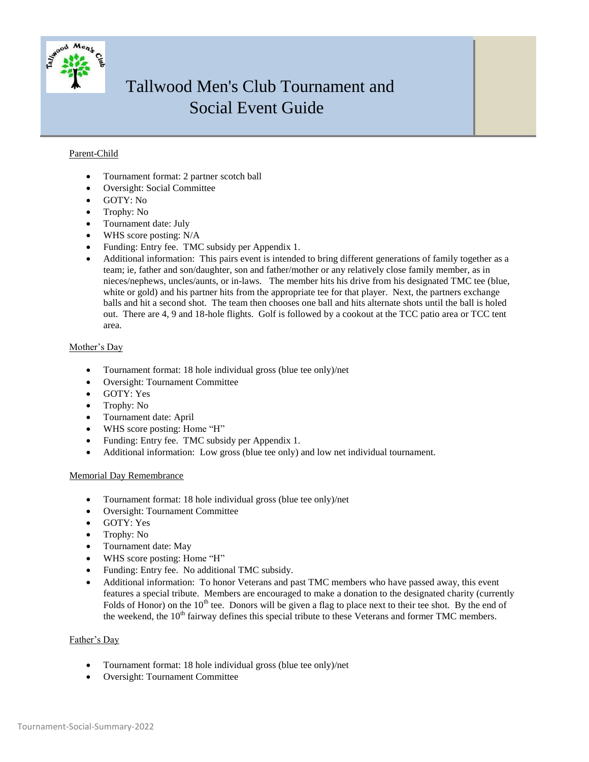# Tallwood Men's Club Tournament and Social Event Guide

Parent-Child

- Tournament format: 2 partner scotch ball
- Oversight: Social Committee
- GOTY: No
- Trophy: No
- Tournament date: July
- WHS score posting: N/A
- Funding: Entry fee. TMC subsidy per Appendix 1.
- Additional information: This pairs event is intended to bring different generations of family together as a team; ie, father and son/daughter, son and father/mother or any relatively close family member, as in nieces/nephews, uncles/aunts, or in-laws. The member hits his drive from his designated TMC tee (blue, white or gold) and his partner hits from the appropriate tee for that player. Next, the partners exchange balls and hit a second shot. The team then chooses one ball and hits alternate shots until the ball is holed out. There are 4, 9 and 18-hole flights. Golf is followed by a cookout at the TCC patio area or TCC tent area.

Mother's Day

- Tournament format: 18 hole individual gross (blue tee only)/net
- Oversight: Tournament Committee
- GOTY: Yes
- Trophy: No
- Tournament date: April
- WHS score posting: Home "H"
- Funding: Entry fee. TMC subsidy per Appendix 1.
- Additional information: Low gross (blue tee only) and low net individual tournament.

Memorial Day Remembrance

- Tournament format: 18 hole individual gross (blue tee only)/net
- Oversight: Tournament Committee
- GOTY: Yes
- Trophy: No
- Tournament date: May
- WHS score posting: Home "H"
- Funding: Entry fee. No additional TMC subsidy.
- Additional information: To honor Veterans and past TMC members who have passed away, this event features a special tribute. Members are encouraged to make a donation to the designated charity (currently Folds of Honor) on the 10th tee. Donors will be given a flag to place next to their tee shot. By the end of the weekend, the 10th fairway defines this special tribute to these Veterans and former TMC members.

Father's Day

- Tournament format: 18 hole individual gross (blue tee only)/net
- Oversight: Tournament Committee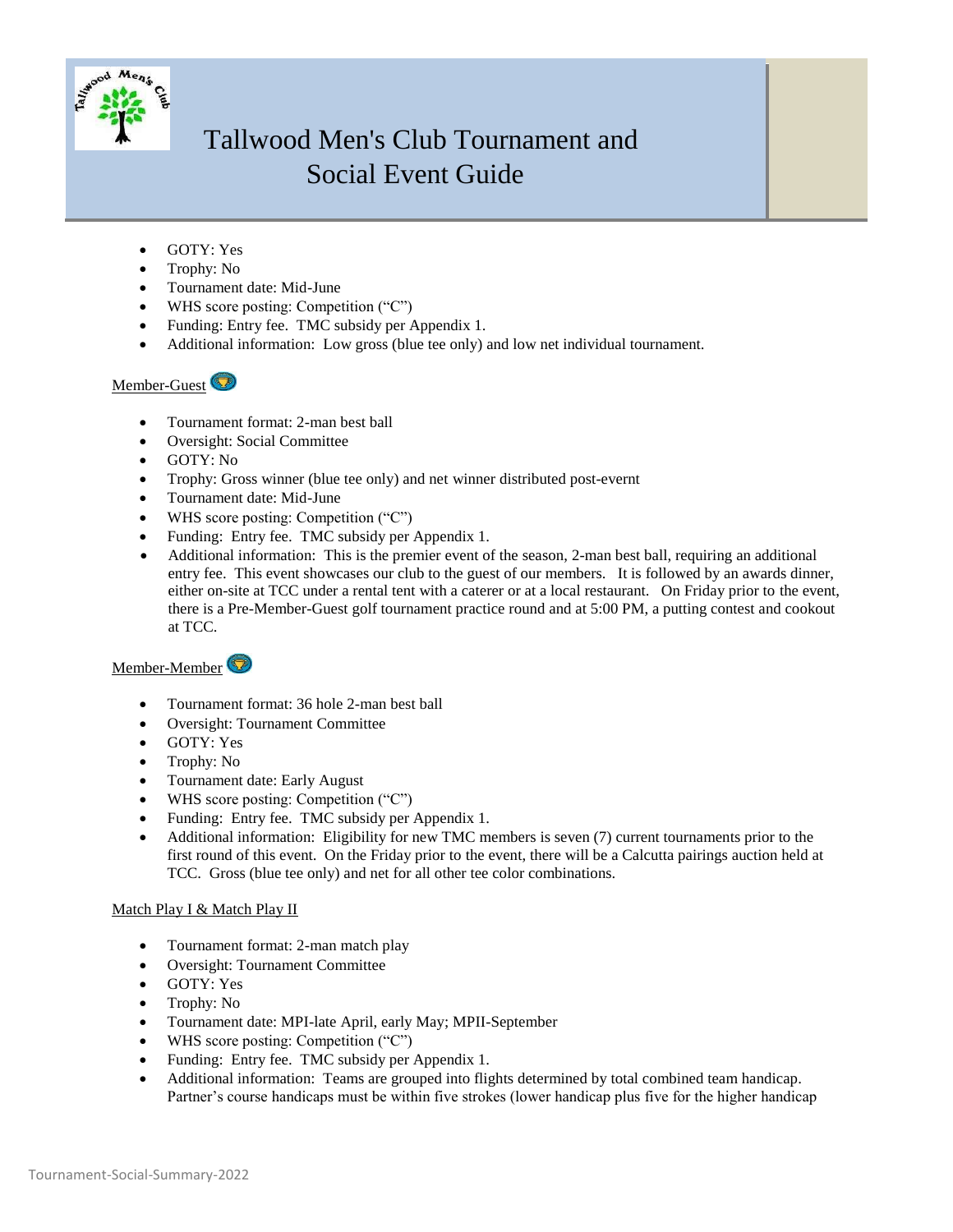# Tallwood Men's Club Tournament and Social Event Guide

- GOTY: Yes
- Trophy: No
- Tournament date: Mid-June
- WHS score posting: Competition ("C")
- Funding: Entry fee. TMC subsidy per Appendix 1.
- Additional information: Low gross (blue tee only) and low net individual tournament.

<u>Member-Guest</u>

- Tournament format: 2-man best ball
- Oversight: Social Committee
- GOTY: No
- Trophy: Gross winner (blue tee only) and net winner distributed post-evernt
- Tournament date: Mid-June
- WHS score posting: Competition ("C")
- Funding: Entry fee. TMC subsidy per Appendix 1.
- Additional information: This is the premier event of the season, 2-man best ball, requiring an additional entry fee. This event showcases our club to the guest of our members. It is followed by an awards dinner, either on-site at TCC under a rental tent with a caterer or at a local restaurant. On Friday prior to the event, there is a Pre-Member-Guest golf tournament practice round and at 5:00 PM, a putting contest and cookout at TCC.

<u>Member-Member</u>

- Tournament format: 36 hole 2-man best ball
- Oversight: Tournament Committee
- GOTY: Yes
- Trophy: No
- Tournament date: Early August
- WHS score posting: Competition ("C")
- Funding: Entry fee. TMC subsidy per Appendix 1.
- Additional information: Eligibility for new TMC members is seven (7) current tournaments prior to the first round of this event. On the Friday prior to the event, there will be a Calcutta pairings auction held at TCC. Gross (blue tee only) and net for all other tee color combinations.

<u>Match Play I & Match Play II</u>

- Tournament format: 2-man match play
- Oversight: Tournament Committee
- GOTY: Yes
- Trophy: No
- Tournament date: MPI-late April, early May; MPII-September
- WHS score posting: Competition ("C")
- Funding: Entry fee. TMC subsidy per Appendix 1.
- Additional information: Teams are grouped into flights determined by total combined team handicap. Partner's course handicaps must be within five strokes (lower handicap plus five for the higher handicap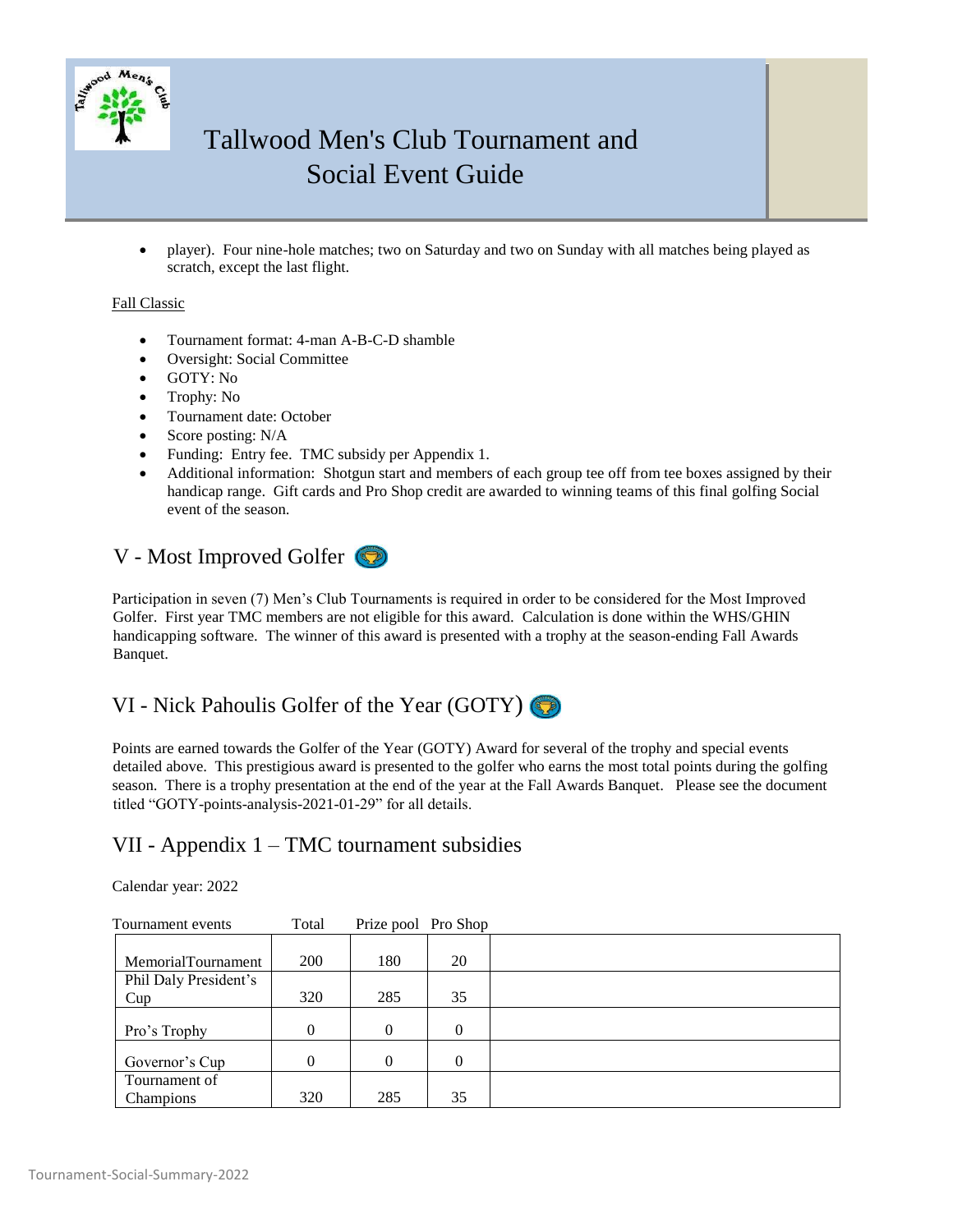- player). Four nine-hole matches; two on Saturday and two on Sunday with all matches being played as scratch, except the last flight.

Fall Classic

- Tournament format: 4-man A-B-C-D shamble
- Oversight: Social Committee
- GOTY: No
- Trophy: No
- Tournament date: October
- Score posting: N/A
- Funding: Entry fee. TMC subsidy per Appendix 1.
- Additional information: Shotgun start and members of each group tee off from tee boxes assigned by their handicap range. Gift cards and Pro Shop credit are awarded to winning teams of this final golfing Social event of the season.

## V - Most Improved Golfer

Participation in seven (7) Men's Club Tournaments is required in order to be considered for the Most Improved Golfer. First year TMC members are not eligible for this award. Calculation is done within the WHS/GHIN handicapping software. The winner of this award is presented with a trophy at the season-ending Fall Awards Banquet.

## VI - Nick Pahoulis Golfer of the Year (GOTY)

Points are earned towards the Golfer of the Year (GOTY) Award for several of the trophy and special events detailed above. This prestigious award is presented to the golfer who earns the most total points during the golfing season. There is a trophy presentation at the end of the year at the Fall Awards Banquet. Please see the document titled "GOTY-points-analysis-2021-01-29" for all details.

## VII - Appendix 1 – TMC tournament subsidies

Calendar year: 2022

| Tournament events | Total | Prize pool | Pro Shop | |
|---|---|---|---|---|
| MemorialTournament | 200 | 180 | 20 | |
| Phil Daly President's Cup | 320 | 285 | 35 | |
| Pro's Trophy | 0 | 0 | 0 | |
| Governor's Cup | 0 | 0 | 0 | |
| Tournament of Champions | 320 | 285 | 35 | |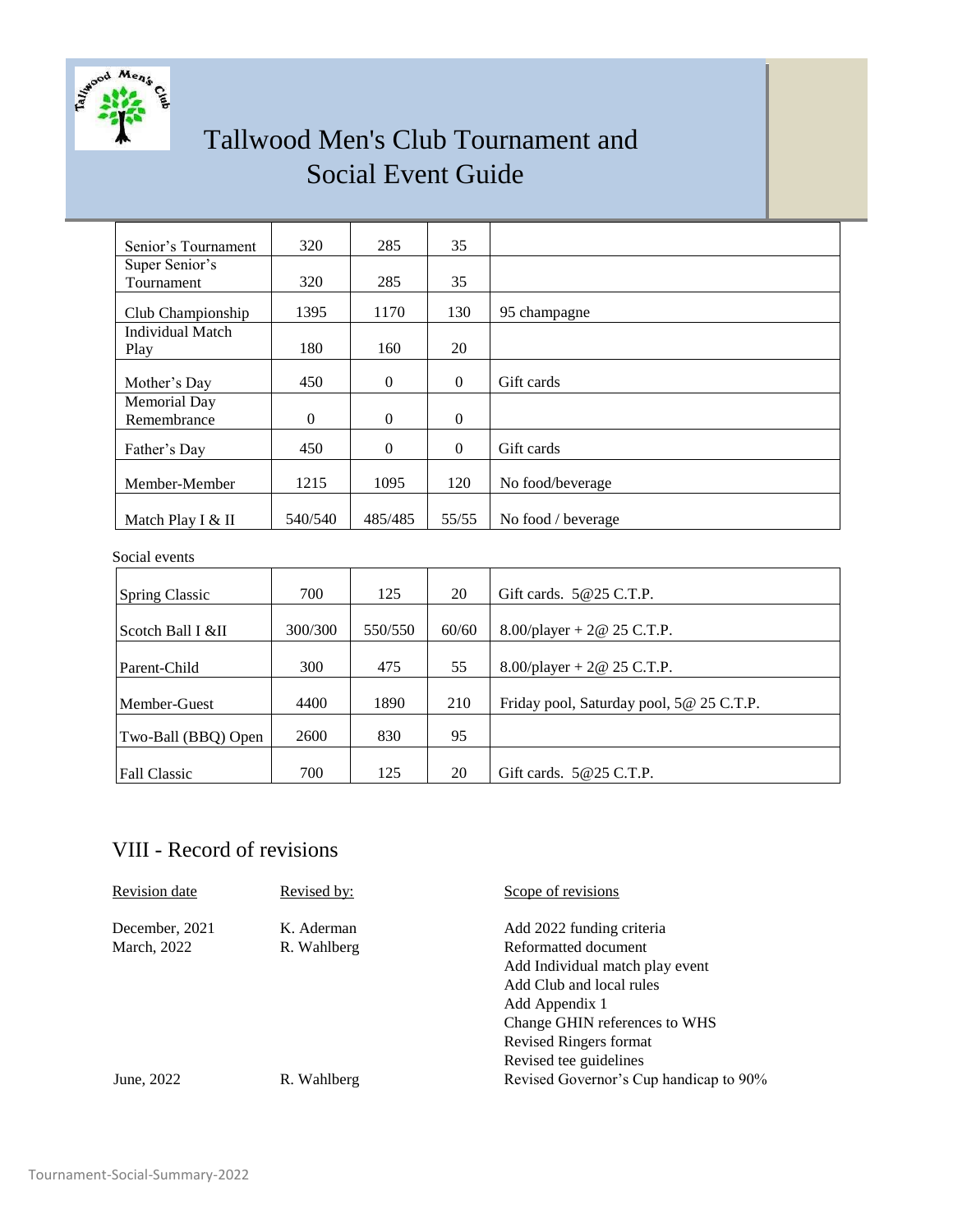# Tallwood Men's Club Tournament and Social Event Guide

| | | | | |
|---|---|---|---|---|
| Senior's Tournament | 320 | 285 | 35 | |
| Super Senior's Tournament | 320 | 285 | 35 | |
| Club Championship | 1395 | 1170 | 130 | 95 champagne |
| Individual Match Play | 180 | 160 | 20 | |
| Mother's Day | 450 | 0 | 0 | Gift cards |
| Memorial Day Remembrance | 0 | 0 | 0 | |
| Father's Day | 450 | 0 | 0 | Gift cards |
| Member-Member | 1215 | 1095 | 120 | No food/beverage |
| Match Play I & II | 540/540 | 485/485 | 55/55 | No food / beverage |

Social events

| | | | | |
|---|---|---|---|---|
| Spring Classic | 700 | 125 | 20 | Gift cards. 5@25 C.T.P. |
| Scotch Ball I &II | 300/300 | 550/550 | 60/60 | 8.00/player + 2@ 25 C.T.P. |
| Parent-Child | 300 | 475 | 55 | 8.00/player + 2@ 25 C.T.P. |
| Member-Guest | 4400 | 1890 | 210 | Friday pool, Saturday pool, 5@ 25 C.T.P. |
| Two-Ball (BBQ) Open | 2600 | 830 | 95 | |
| Fall Classic | 700 | 125 | 20 | Gift cards. 5@25 C.T.P. |

## VIII - Record of revisions

| Revision date | Revised by: | Scope of revisions |
|---|---|---|
| December, 2021 | K. Aderman | Add 2022 funding criteria |
| March, 2022 | R. Wahlberg | Reformatted document<br>Add Individual match play event<br>Add Club and local rules<br>Add Appendix 1<br>Change GHIN references to WHS<br>Revised Ringers format<br>Revised tee guidelines |
| June, 2022 | R. Wahlberg | Revised Governor's Cup handicap to 90% |

Tournament-Social-Summary-2022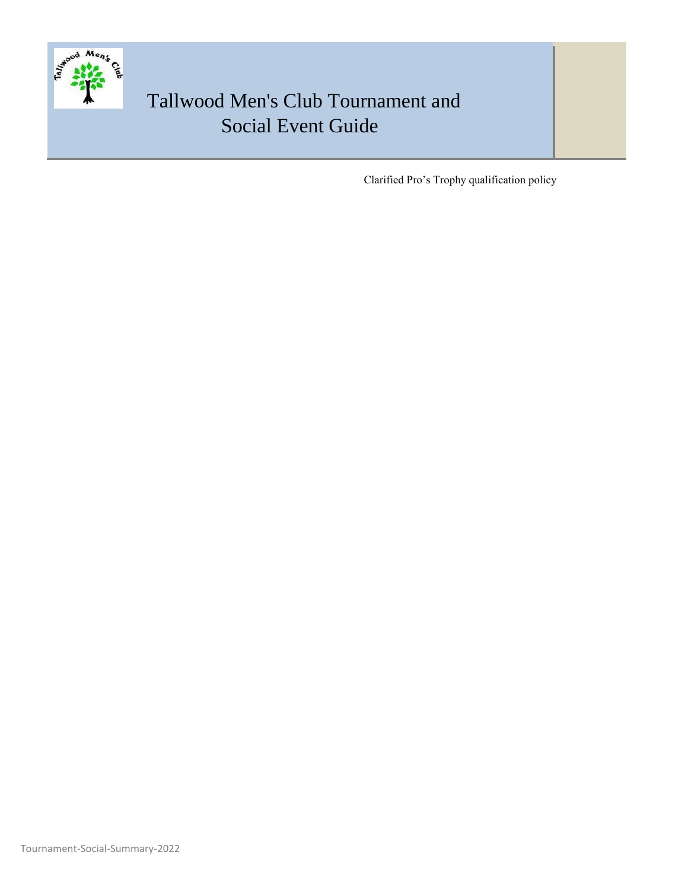# Tallwood Men's Club Tournament and Social Event Guide

Clarified Pro's Trophy qualification policy

Tournament-Social-Summary-2022